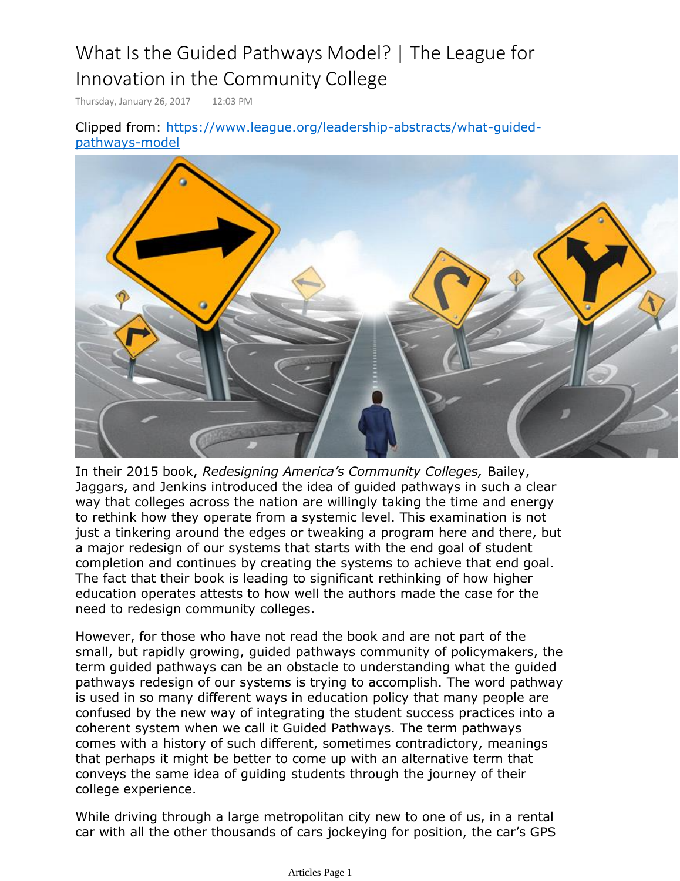# What Is the Guided Pathways Model? | The League for Innovation in the Community College

Thursday, January 26, 2017 12:03 PM

Clipped from: [https://www.league.org/leadership-abstracts/what-guided-pathways-model](https://www.league.org/leadership-abstracts/what-guided-pathways-model)

In their 2015 book, *Redesigning America's Community Colleges,* Bailey, Jaggars, and Jenkins introduced the idea of guided pathways in such a clear way that colleges across the nation are willingly taking the time and energy to rethink how they operate from a systemic level. This examination is not just a tinkering around the edges or tweaking a program here and there, but a major redesign of our systems that starts with the end goal of student completion and continues by creating the systems to achieve that end goal. The fact that their book is leading to significant rethinking of how higher education operates attests to how well the authors made the case for the need to redesign community colleges.

However, for those who have not read the book and are not part of the small, but rapidly growing, guided pathways community of policymakers, the term guided pathways can be an obstacle to understanding what the guided pathways redesign of our systems is trying to accomplish. The word pathway is used in so many different ways in education policy that many people are confused by the new way of integrating the student success practices into a coherent system when we call it Guided Pathways. The term pathways comes with a history of such different, sometimes contradictory, meanings that perhaps it might be better to come up with an alternative term that conveys the same idea of guiding students through the journey of their college experience.

While driving through a large metropolitan city new to one of us, in a rental car with all the other thousands of cars jockeying for position, the car's GPS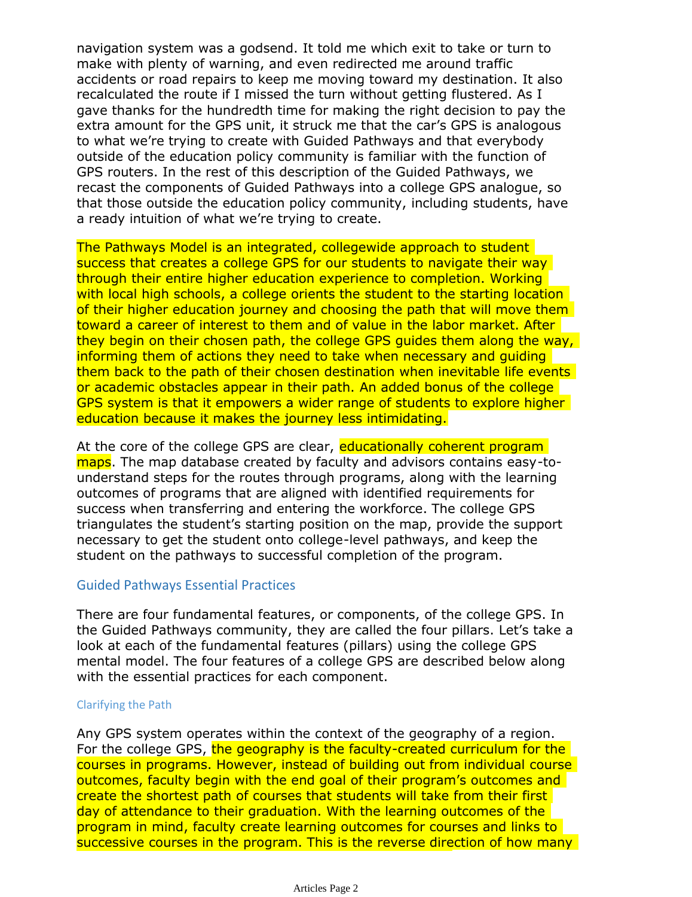navigation system was a godsend. It told me which exit to take or turn to make with plenty of warning, and even redirected me around traffic accidents or road repairs to keep me moving toward my destination. It also recalculated the route if I missed the turn without getting flustered. As I gave thanks for the hundredth time for making the right decision to pay the extra amount for the GPS unit, it struck me that the car's GPS is analogous to what we're trying to create with Guided Pathways and that everybody outside of the education policy community is familiar with the function of GPS routers. In the rest of this description of the Guided Pathways, we recast the components of Guided Pathways into a college GPS analogue, so that those outside the education policy community, including students, have a ready intuition of what we're trying to create.

The Pathways Model is an integrated, collegewide approach to student success that creates a college GPS for our students to navigate their way through their entire higher education experience to completion. Working with local high schools, a college orients the student to the starting location of their higher education journey and choosing the path that will move them toward a career of interest to them and of value in the labor market. After they begin on their chosen path, the college GPS guides them along the way, informing them of actions they need to take when necessary and guiding them back to the path of their chosen destination when inevitable life events or academic obstacles appear in their path. An added bonus of the college GPS system is that it empowers a wider range of students to explore higher education because it makes the journey less intimidating.

At the core of the college GPS are clear, educationally coherent program maps. The map database created by faculty and advisors contains easy-to-understand steps for the routes through programs, along with the learning outcomes of programs that are aligned with identified requirements for success when transferring and entering the workforce. The college GPS triangulates the student's starting position on the map, provide the support necessary to get the student onto college-level pathways, and keep the student on the pathways to successful completion of the program.

## Guided Pathways Essential Practices

There are four fundamental features, or components, of the college GPS. In the Guided Pathways community, they are called the four pillars. Let's take a look at each of the fundamental features (pillars) using the college GPS mental model. The four features of a college GPS are described below along with the essential practices for each component.

### Clarifying the Path

Any GPS system operates within the context of the geography of a region. For the college GPS, the geography is the faculty-created curriculum for the courses in programs. However, instead of building out from individual course outcomes, faculty begin with the end goal of their program's outcomes and create the shortest path of courses that students will take from their first day of attendance to their graduation. With the learning outcomes of the program in mind, faculty create learning outcomes for courses and links to successive courses in the program. This is the reverse direction of how many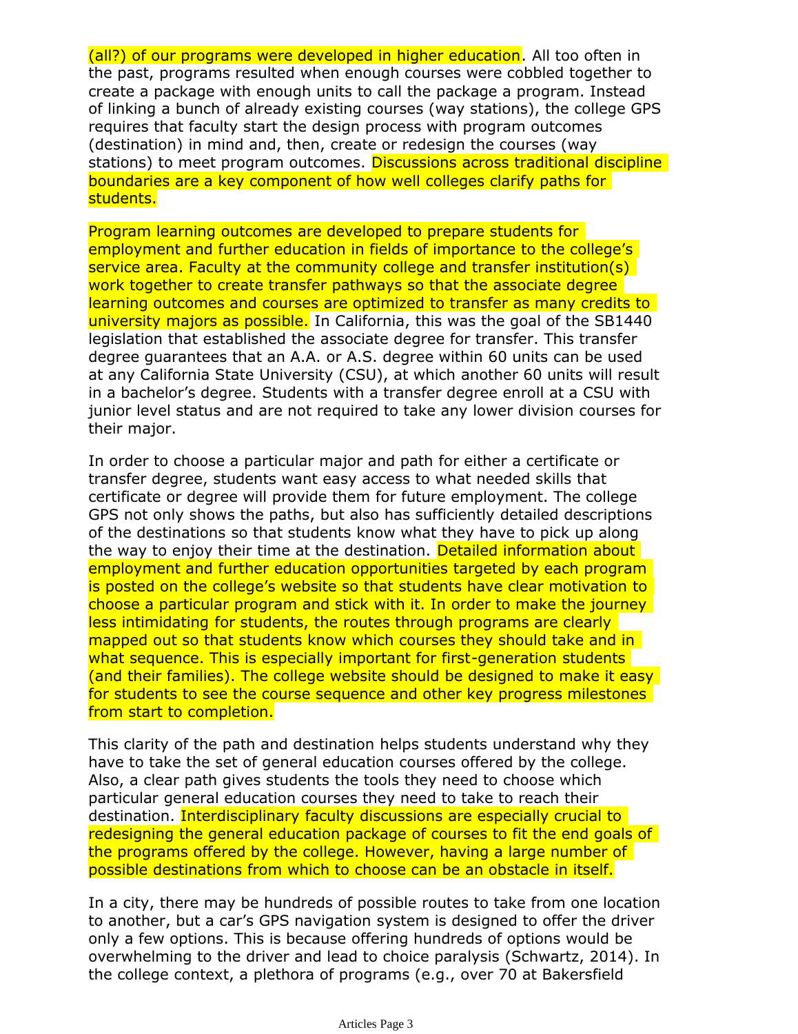(all?) of our programs were developed in higher education. All too often in the past, programs resulted when enough courses were cobbled together to create a package with enough units to call the package a program. Instead of linking a bunch of already existing courses (way stations), the college GPS requires that faculty start the design process with program outcomes (destination) in mind and, then, create or redesign the courses (way stations) to meet program outcomes. Discussions across traditional discipline boundaries are a key component of how well colleges clarify paths for students.

Program learning outcomes are developed to prepare students for employment and further education in fields of importance to the college's service area. Faculty at the community college and transfer institution(s) work together to create transfer pathways so that the associate degree learning outcomes and courses are optimized to transfer as many credits to university majors as possible. In California, this was the goal of the SB1440 legislation that established the associate degree for transfer. This transfer degree guarantees that an A.A. or A.S. degree within 60 units can be used at any California State University (CSU), at which another 60 units will result in a bachelor's degree. Students with a transfer degree enroll at a CSU with junior level status and are not required to take any lower division courses for their major.

In order to choose a particular major and path for either a certificate or transfer degree, students want easy access to what needed skills that certificate or degree will provide them for future employment. The college GPS not only shows the paths, but also has sufficiently detailed descriptions of the destinations so that students know what they have to pick up along the way to enjoy their time at the destination. Detailed information about employment and further education opportunities targeted by each program is posted on the college's website so that students have clear motivation to choose a particular program and stick with it. In order to make the journey less intimidating for students, the routes through programs are clearly mapped out so that students know which courses they should take and in what sequence. This is especially important for first-generation students (and their families). The college website should be designed to make it easy for students to see the course sequence and other key progress milestones from start to completion.

This clarity of the path and destination helps students understand why they have to take the set of general education courses offered by the college. Also, a clear path gives students the tools they need to choose which particular general education courses they need to take to reach their destination. Interdisciplinary faculty discussions are especially crucial to redesigning the general education package of courses to fit the end goals of the programs offered by the college. However, having a large number of possible destinations from which to choose can be an obstacle in itself.

In a city, there may be hundreds of possible routes to take from one location to another, but a car's GPS navigation system is designed to offer the driver only a few options. This is because offering hundreds of options would be overwhelming to the driver and lead to choice paralysis (Schwartz, 2014). In the college context, a plethora of programs (e.g., over 70 at Bakersfield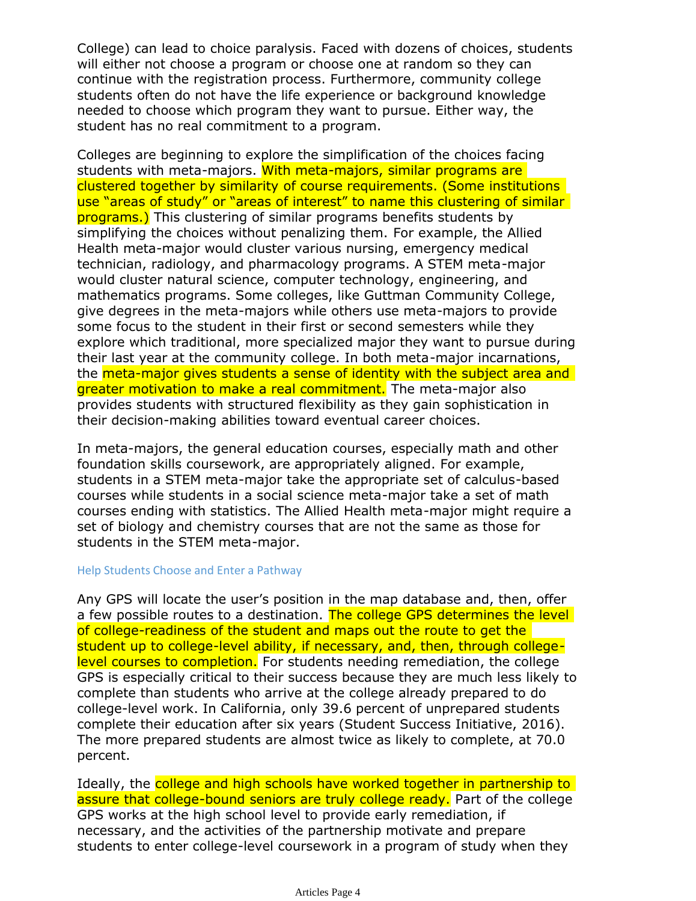College) can lead to choice paralysis. Faced with dozens of choices, students will either not choose a program or choose one at random so they can continue with the registration process. Furthermore, community college students often do not have the life experience or background knowledge needed to choose which program they want to pursue. Either way, the student has no real commitment to a program.

Colleges are beginning to explore the simplification of the choices facing students with meta-majors. With meta-majors, similar programs are clustered together by similarity of course requirements. (Some institutions use "areas of study" or "areas of interest" to name this clustering of similar programs.) This clustering of similar programs benefits students by simplifying the choices without penalizing them. For example, the Allied Health meta-major would cluster various nursing, emergency medical technician, radiology, and pharmacology programs. A STEM meta-major would cluster natural science, computer technology, engineering, and mathematics programs. Some colleges, like Guttman Community College, give degrees in the meta-majors while others use meta-majors to provide some focus to the student in their first or second semesters while they explore which traditional, more specialized major they want to pursue during their last year at the community college. In both meta-major incarnations, the meta-major gives students a sense of identity with the subject area and greater motivation to make a real commitment. The meta-major also provides students with structured flexibility as they gain sophistication in their decision-making abilities toward eventual career choices.

In meta-majors, the general education courses, especially math and other foundation skills coursework, are appropriately aligned. For example, students in a STEM meta-major take the appropriate set of calculus-based courses while students in a social science meta-major take a set of math courses ending with statistics. The Allied Health meta-major might require a set of biology and chemistry courses that are not the same as those for students in the STEM meta-major.

### Help Students Choose and Enter a Pathway

Any GPS will locate the user's position in the map database and, then, offer a few possible routes to a destination. The college GPS determines the level of college-readiness of the student and maps out the route to get the student up to college-level ability, if necessary, and, then, through college-level courses to completion. For students needing remediation, the college GPS is especially critical to their success because they are much less likely to complete than students who arrive at the college already prepared to do college-level work. In California, only 39.6 percent of unprepared students complete their education after six years (Student Success Initiative, 2016). The more prepared students are almost twice as likely to complete, at 70.0 percent.

Ideally, the college and high schools have worked together in partnership to assure that college-bound seniors are truly college ready. Part of the college GPS works at the high school level to provide early remediation, if necessary, and the activities of the partnership motivate and prepare students to enter college-level coursework in a program of study when they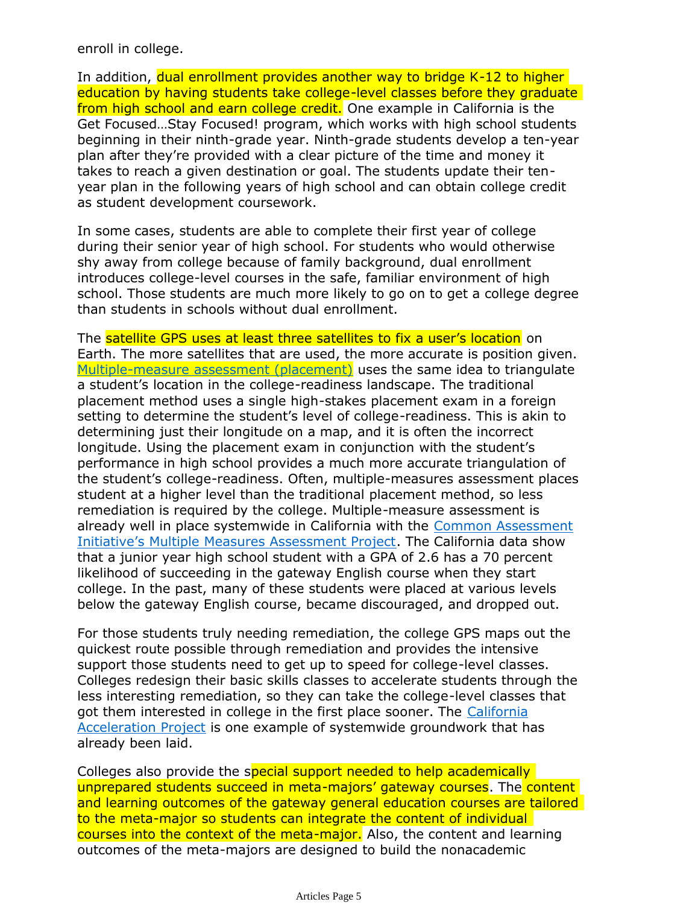enroll in college.

In addition, dual enrollment provides another way to bridge K-12 to higher education by having students take college-level classes before they graduate from high school and earn college credit. One example in California is the Get Focused…Stay Focused! program, which works with high school students beginning in their ninth-grade year. Ninth-grade students develop a ten-year plan after they're provided with a clear picture of the time and money it takes to reach a given destination or goal. The students update their ten-year plan in the following years of high school and can obtain college credit as student development coursework.

In some cases, students are able to complete their first year of college during their senior year of high school. For students who would otherwise shy away from college because of family background, dual enrollment introduces college-level courses in the safe, familiar environment of high school. Those students are much more likely to go on to get a college degree than students in schools without dual enrollment.

The satellite GPS uses at least three satellites to fix a user's location on Earth. The more satellites that are used, the more accurate is position given. [Multiple-measure assessment (placement)] uses the same idea to triangulate a student's location in the college-readiness landscape. The traditional placement method uses a single high-stakes placement exam in a foreign setting to determine the student's level of college-readiness. This is akin to determining just their longitude on a map, and it is often the incorrect longitude. Using the placement exam in conjunction with the student's performance in high school provides a much more accurate triangulation of the student's college-readiness. Often, multiple-measures assessment places student at a higher level than the traditional placement method, so less remediation is required by the college. Multiple-measure assessment is already well in place systemwide in California with the [Common Assessment Initiative's Multiple Measures Assessment Project]. The California data show that a junior year high school student with a GPA of 2.6 has a 70 percent likelihood of succeeding in the gateway English course when they start college. In the past, many of these students were placed at various levels below the gateway English course, became discouraged, and dropped out.

For those students truly needing remediation, the college GPS maps out the quickest route possible through remediation and provides the intensive support those students need to get up to speed for college-level classes. Colleges redesign their basic skills classes to accelerate students through the less interesting remediation, so they can take the college-level classes that got them interested in college in the first place sooner. The [California Acceleration Project] is one example of systemwide groundwork that has already been laid.

Colleges also provide the special support needed to help academically unprepared students succeed in meta-majors' gateway courses. The content and learning outcomes of the gateway general education courses are tailored to the meta-major so students can integrate the content of individual courses into the context of the meta-major. Also, the content and learning outcomes of the meta-majors are designed to build the nonacademic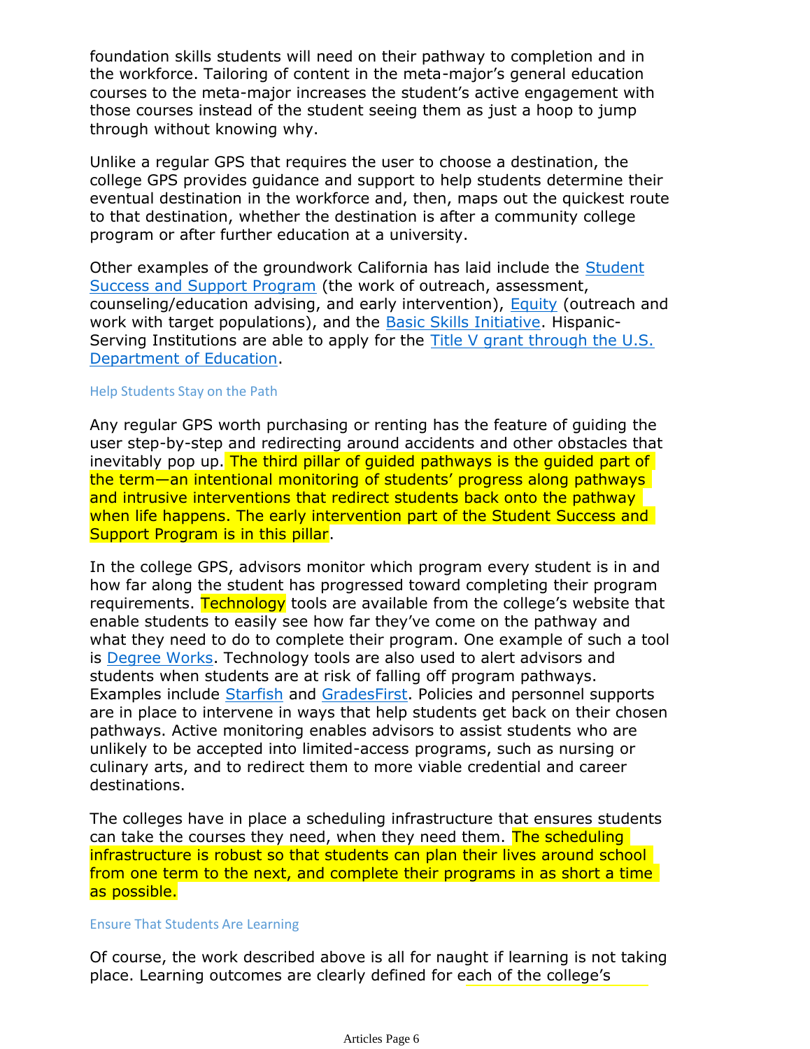foundation skills students will need on their pathway to completion and in the workforce. Tailoring of content in the meta-major's general education courses to the meta-major increases the student's active engagement with those courses instead of the student seeing them as just a hoop to jump through without knowing why.

Unlike a regular GPS that requires the user to choose a destination, the college GPS provides guidance and support to help students determine their eventual destination in the workforce and, then, maps out the quickest route to that destination, whether the destination is after a community college program or after further education at a university.

Other examples of the groundwork California has laid include the [Student Success and Support Program](#) (the work of outreach, assessment, counseling/education advising, and early intervention), [Equity](#) (outreach and work with target populations), and the [Basic Skills Initiative](#). Hispanic-Serving Institutions are able to apply for the [Title V grant through the U.S. Department of Education](#).

### Help Students Stay on the Path

Any regular GPS worth purchasing or renting has the feature of guiding the user step-by-step and redirecting around accidents and other obstacles that inevitably pop up. The third pillar of guided pathways is the guided part of the term—an intentional monitoring of students' progress along pathways and intrusive interventions that redirect students back onto the pathway when life happens. The early intervention part of the Student Success and Support Program is in this pillar.

In the college GPS, advisors monitor which program every student is in and how far along the student has progressed toward completing their program requirements. Technology tools are available from the college's website that enable students to easily see how far they've come on the pathway and what they need to do to complete their program. One example of such a tool is [Degree Works](#). Technology tools are also used to alert advisors and students when students are at risk of falling off program pathways. Examples include [Starfish](#) and [GradesFirst](#). Policies and personnel supports are in place to intervene in ways that help students get back on their chosen pathways. Active monitoring enables advisors to assist students who are unlikely to be accepted into limited-access programs, such as nursing or culinary arts, and to redirect them to more viable credential and career destinations.

The colleges have in place a scheduling infrastructure that ensures students can take the courses they need, when they need them. The scheduling infrastructure is robust so that students can plan their lives around school from one term to the next, and complete their programs in as short a time as possible.

### Ensure That Students Are Learning

Of course, the work described above is all for naught if learning is not taking place. Learning outcomes are clearly defined for each of the college's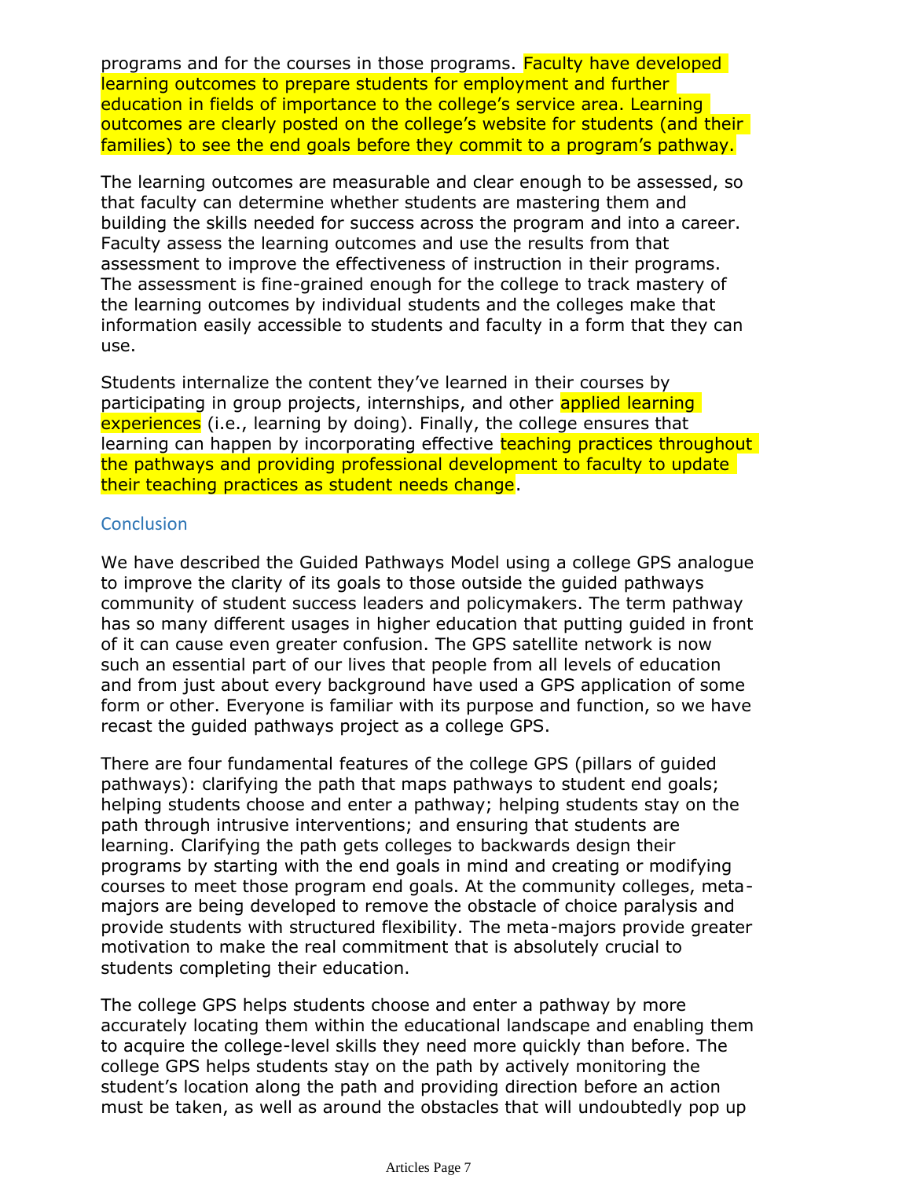programs and for the courses in those programs. Faculty have developed learning outcomes to prepare students for employment and further education in fields of importance to the college's service area. Learning outcomes are clearly posted on the college's website for students (and their families) to see the end goals before they commit to a program's pathway.

The learning outcomes are measurable and clear enough to be assessed, so that faculty can determine whether students are mastering them and building the skills needed for success across the program and into a career. Faculty assess the learning outcomes and use the results from that assessment to improve the effectiveness of instruction in their programs. The assessment is fine-grained enough for the college to track mastery of the learning outcomes by individual students and the colleges make that information easily accessible to students and faculty in a form that they can use.

Students internalize the content they've learned in their courses by participating in group projects, internships, and other applied learning experiences (i.e., learning by doing). Finally, the college ensures that learning can happen by incorporating effective teaching practices throughout the pathways and providing professional development to faculty to update their teaching practices as student needs change.

## Conclusion

We have described the Guided Pathways Model using a college GPS analogue to improve the clarity of its goals to those outside the guided pathways community of student success leaders and policymakers. The term pathway has so many different usages in higher education that putting guided in front of it can cause even greater confusion. The GPS satellite network is now such an essential part of our lives that people from all levels of education and from just about every background have used a GPS application of some form or other. Everyone is familiar with its purpose and function, so we have recast the guided pathways project as a college GPS.

There are four fundamental features of the college GPS (pillars of guided pathways): clarifying the path that maps pathways to student end goals; helping students choose and enter a pathway; helping students stay on the path through intrusive interventions; and ensuring that students are learning. Clarifying the path gets colleges to backwards design their programs by starting with the end goals in mind and creating or modifying courses to meet those program end goals. At the community colleges, meta-majors are being developed to remove the obstacle of choice paralysis and provide students with structured flexibility. The meta-majors provide greater motivation to make the real commitment that is absolutely crucial to students completing their education.

The college GPS helps students choose and enter a pathway by more accurately locating them within the educational landscape and enabling them to acquire the college-level skills they need more quickly than before. The college GPS helps students stay on the path by actively monitoring the student's location along the path and providing direction before an action must be taken, as well as around the obstacles that will undoubtedly pop up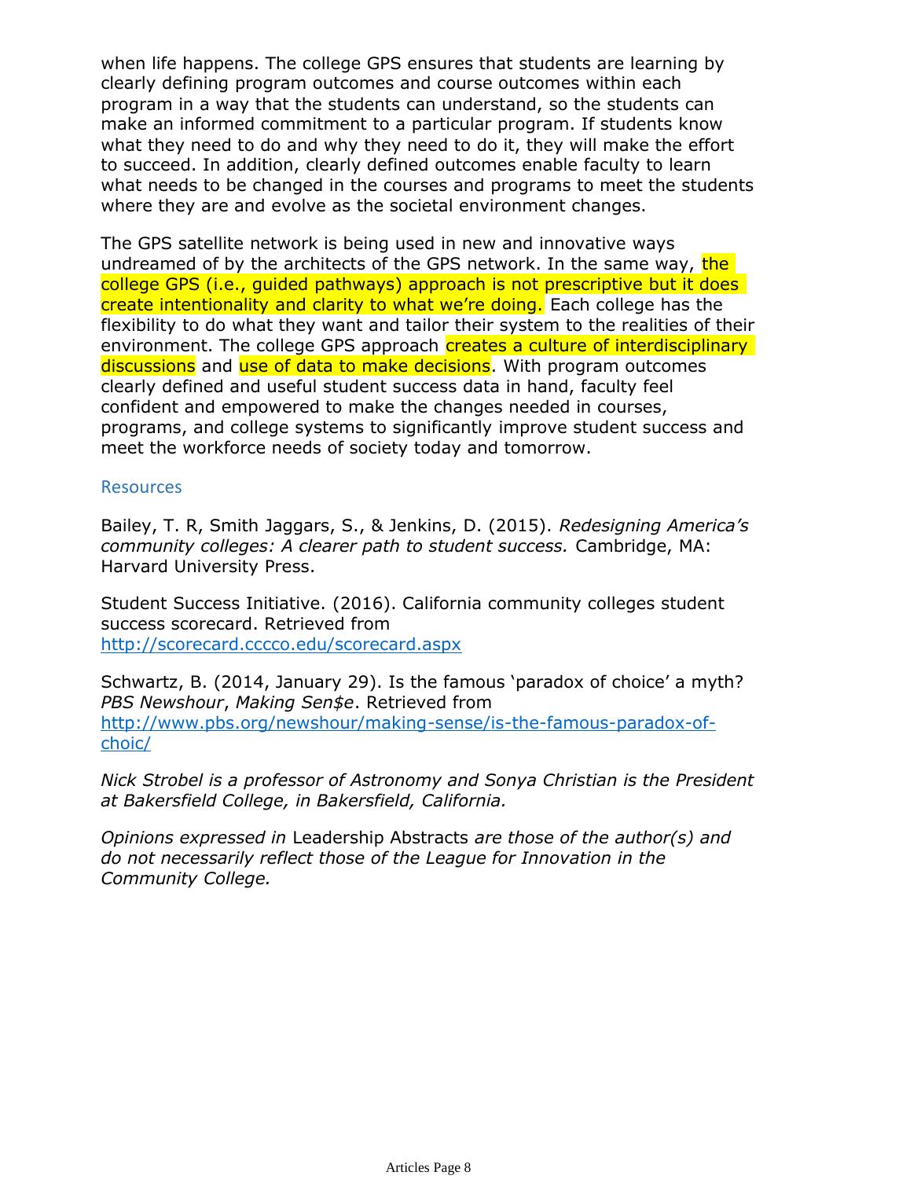when life happens. The college GPS ensures that students are learning by clearly defining program outcomes and course outcomes within each program in a way that the students can understand, so the students can make an informed commitment to a particular program. If students know what they need to do and why they need to do it, they will make the effort to succeed. In addition, clearly defined outcomes enable faculty to learn what needs to be changed in the courses and programs to meet the students where they are and evolve as the societal environment changes.

The GPS satellite network is being used in new and innovative ways undreamed of by the architects of the GPS network. In the same way, the college GPS (i.e., guided pathways) approach is not prescriptive but it does create intentionality and clarity to what we're doing. Each college has the flexibility to do what they want and tailor their system to the realities of their environment. The college GPS approach creates a culture of interdisciplinary discussions and use of data to make decisions. With program outcomes clearly defined and useful student success data in hand, faculty feel confident and empowered to make the changes needed in courses, programs, and college systems to significantly improve student success and meet the workforce needs of society today and tomorrow.

## Resources

Bailey, T. R, Smith Jaggars, S., & Jenkins, D. (2015). *Redesigning America's community colleges: A clearer path to student success.* Cambridge, MA: Harvard University Press.

Student Success Initiative. (2016). California community colleges student success scorecard. Retrieved from http://scorecard.cccco.edu/scorecard.aspx

Schwartz, B. (2014, January 29). Is the famous 'paradox of choice' a myth? *PBS Newshour*, *Making Sen$e*. Retrieved from http://www.pbs.org/newshour/making-sense/is-the-famous-paradox-of-choic/

*Nick Strobel is a professor of Astronomy and Sonya Christian is the President at Bakersfield College, in Bakersfield, California.*

*Opinions expressed in* Leadership Abstracts *are those of the author(s) and do not necessarily reflect those of the League for Innovation in the Community College.*